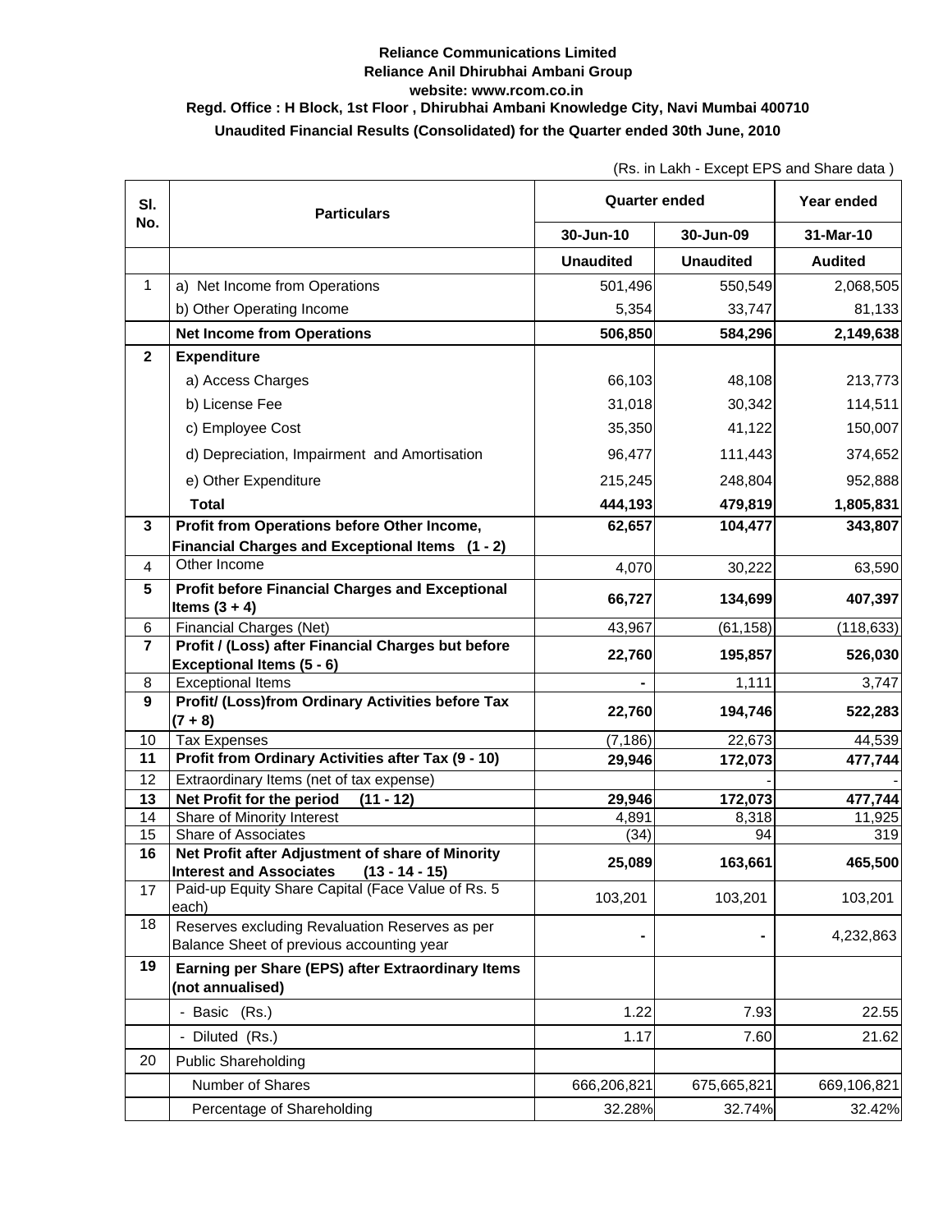**Reliance Communications Limited**

**Reliance Anil Dhirubhai Ambani Group**

**website: www.rcom.co.in**

**Regd. Office : H Block, 1st Floor , Dhirubhai Ambani Knowledge City, Navi Mumbai 400710**

**Unaudited Financial Results (Consolidated) for the Quarter ended 30th June, 2010**

(Rs. in Lakh - Except EPS and Share data )

| Sl. No. | Particulars | Quarter ended | | Year ended |
|---|---|---|---|---|
| | | 30-Jun-10 | 30-Jun-09 | 31-Mar-10 |
| | | **Unaudited** | **Unaudited** | **Audited** |
| 1 | a) Net Income from Operations | 501,496 | 550,549 | 2,068,505 |
| | b) Other Operating Income | 5,354 | 33,747 | 81,133 |
| | **Net Income from Operations** | **506,850** | **584,296** | **2,149,638** |
| **2** | **Expenditure** | | | |
| | a) Access Charges | 66,103 | 48,108 | 213,773 |
| | b) License Fee | 31,018 | 30,342 | 114,511 |
| | c) Employee Cost | 35,350 | 41,122 | 150,007 |
| | d) Depreciation, Impairment and Amortisation | 96,477 | 111,443 | 374,652 |
| | e) Other Expenditure | 215,245 | 248,804 | 952,888 |
| | **Total** | **444,193** | **479,819** | **1,805,831** |
| **3** | **Profit from Operations before Other Income, Financial Charges and Exceptional Items (1 - 2)** | **62,657** | **104,477** | **343,807** |
| 4 | Other Income | 4,070 | 30,222 | 63,590 |
| **5** | **Profit before Financial Charges and Exceptional Items (3 + 4)** | **66,727** | **134,699** | **407,397** |
| 6 | Financial Charges (Net) | 43,967 | (61,158) | (118,633) |
| **7** | **Profit / (Loss) after Financial Charges but before Exceptional Items (5 - 6)** | **22,760** | **195,857** | **526,030** |
| 8 | Exceptional Items | - | 1,111 | 3,747 |
| **9** | **Profit/ (Loss)from Ordinary Activities before Tax (7 + 8)** | **22,760** | **194,746** | **522,283** |
| 10 | Tax Expenses | (7,186) | 22,673 | 44,539 |
| **11** | **Profit from Ordinary Activities after Tax (9 - 10)** | **29,946** | **172,073** | **477,744** |
| 12 | Extraordinary Items (net of tax expense) | | - | - |
| **13** | **Net Profit for the period (11 - 12)** | **29,946** | **172,073** | **477,744** |
| 14 | Share of Minority Interest | 4,891 | 8,318 | 11,925 |
| 15 | Share of Associates | (34) | 94 | 319 |
| **16** | **Net Profit after Adjustment of share of Minority Interest and Associates (13 - 14 - 15)** | **25,089** | **163,661** | **465,500** |
| 17 | Paid-up Equity Share Capital (Face Value of Rs. 5 each) | 103,201 | 103,201 | 103,201 |
| 18 | Reserves excluding Revaluation Reserves as per Balance Sheet of previous accounting year | - | - | 4,232,863 |
| **19** | **Earning per Share (EPS) after Extraordinary Items (not annualised)** | | | |
| | - Basic (Rs.) | 1.22 | 7.93 | 22.55 |
| | - Diluted (Rs.) | 1.17 | 7.60 | 21.62 |
| 20 | Public Shareholding | | | |
| | Number of Shares | 666,206,821 | 675,665,821 | 669,106,821 |
| | Percentage of Shareholding | 32.28% | 32.74% | 32.42% |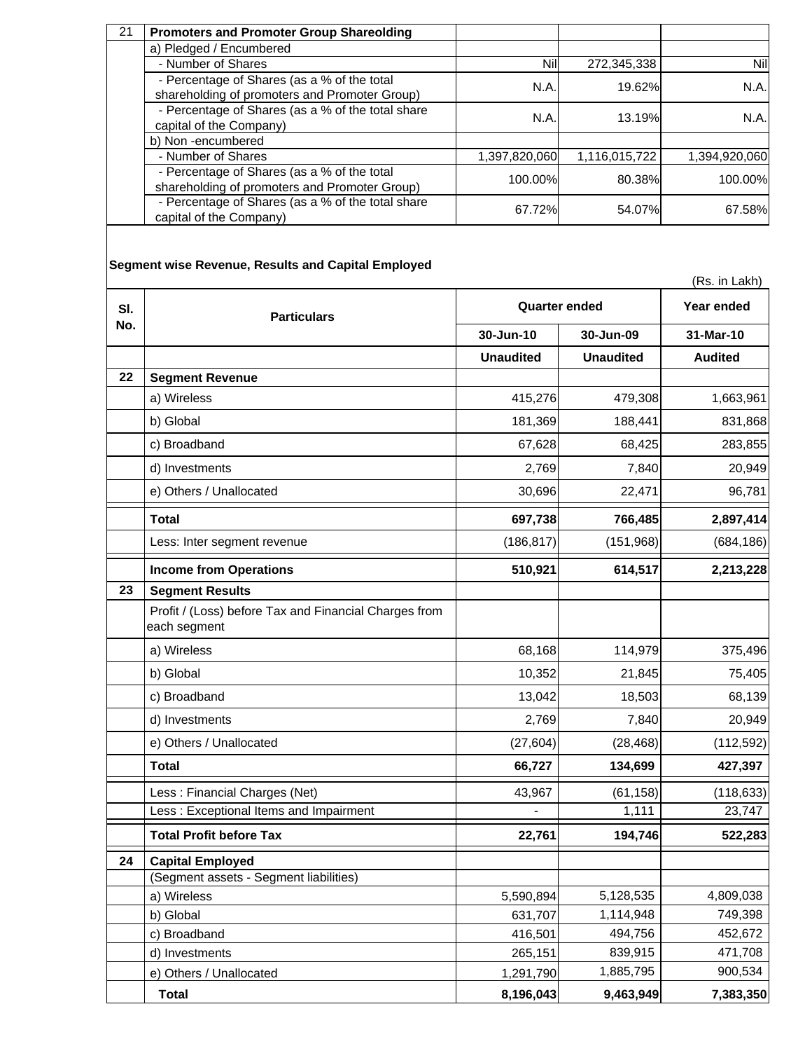| 21 | Promoters and Promoter Group Shareolding | | | |
|---|---|---|---|---|
| | a) Pledged / Encumbered | | | |
| | - Number of Shares | Nil | 272,345,338 | Nil |
| | - Percentage of Shares (as a % of the total shareholding of promoters and Promoter Group) | N.A. | 19.62% | N.A. |
| | - Percentage of Shares (as a % of the total share capital of the Company) | N.A. | 13.19% | N.A. |
| | b) Non -encumbered | | | |
| | - Number of Shares | 1,397,820,060 | 1,116,015,722 | 1,394,920,060 |
| | - Percentage of Shares (as a % of the total shareholding of promoters and Promoter Group) | 100.00% | 80.38% | 100.00% |
| | - Percentage of Shares (as a % of the total share capital of the Company) | 67.72% | 54.07% | 67.58% |

**Segment wise Revenue, Results and Capital Employed**

(Rs. in Lakh)

| Sl. No. | Particulars | Quarter ended | | Year ended |
|---|---|---|---|---|
| | | 30-Jun-10 | 30-Jun-09 | 31-Mar-10 |
| | | Unaudited | Unaudited | Audited |
| 22 | **Segment Revenue** | | | |
| | a) Wireless | 415,276 | 479,308 | 1,663,961 |
| | b) Global | 181,369 | 188,441 | 831,868 |
| | c) Broadband | 67,628 | 68,425 | 283,855 |
| | d) Investments | 2,769 | 7,840 | 20,949 |
| | e) Others / Unallocated | 30,696 | 22,471 | 96,781 |
| | **Total** | **697,738** | **766,485** | **2,897,414** |
| | Less: Inter segment revenue | (186,817) | (151,968) | (684,186) |
| | **Income from Operations** | **510,921** | **614,517** | **2,213,228** |
| 23 | **Segment Results** | | | |
| | Profit / (Loss) before Tax and Financial Charges from each segment | | | |
| | a) Wireless | 68,168 | 114,979 | 375,496 |
| | b) Global | 10,352 | 21,845 | 75,405 |
| | c) Broadband | 13,042 | 18,503 | 68,139 |
| | d) Investments | 2,769 | 7,840 | 20,949 |
| | e) Others / Unallocated | (27,604) | (28,468) | (112,592) |
| | **Total** | **66,727** | **134,699** | **427,397** |
| | Less : Financial Charges (Net) | 43,967 | (61,158) | (118,633) |
| | Less : Exceptional Items and Impairment | - | 1,111 | 23,747 |
| | **Total Profit before Tax** | **22,761** | **194,746** | **522,283** |
| 24 | **Capital Employed** | | | |
| | (Segment assets - Segment liabilities) | | | |
| | a) Wireless | 5,590,894 | 5,128,535 | 4,809,038 |
| | b) Global | 631,707 | 1,114,948 | 749,398 |
| | c) Broadband | 416,501 | 494,756 | 452,672 |
| | d) Investments | 265,151 | 839,915 | 471,708 |
| | e) Others / Unallocated | 1,291,790 | 1,885,795 | 900,534 |
| | **Total** | **8,196,043** | **9,463,949** | **7,383,350** |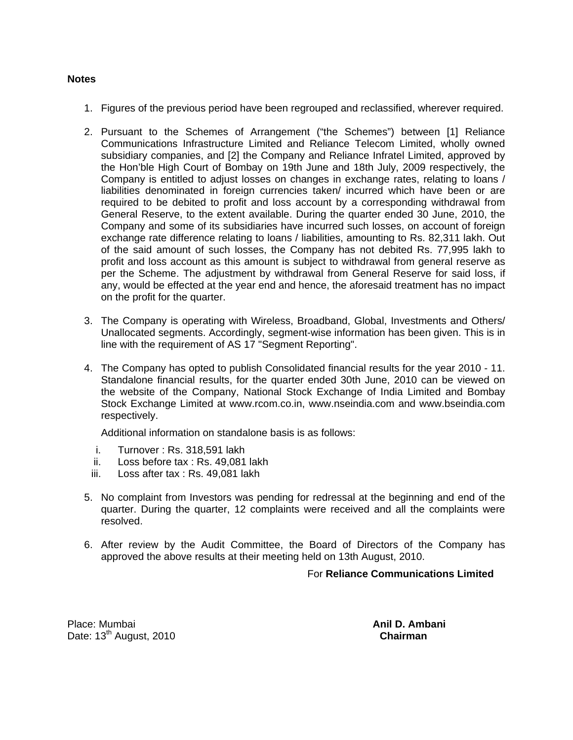**Notes**

1. Figures of the previous period have been regrouped and reclassified, wherever required.

2. Pursuant to the Schemes of Arrangement ("the Schemes") between [1] Reliance Communications Infrastructure Limited and Reliance Telecom Limited, wholly owned subsidiary companies, and [2] the Company and Reliance Infratel Limited, approved by the Hon'ble High Court of Bombay on 19th June and 18th July, 2009 respectively, the Company is entitled to adjust losses on changes in exchange rates, relating to loans / liabilities denominated in foreign currencies taken/ incurred which have been or are required to be debited to profit and loss account by a corresponding withdrawal from General Reserve, to the extent available. During the quarter ended 30 June, 2010, the Company and some of its subsidiaries have incurred such losses, on account of foreign exchange rate difference relating to loans / liabilities, amounting to Rs. 82,311 lakh. Out of the said amount of such losses, the Company has not debited Rs. 77,995 lakh to profit and loss account as this amount is subject to withdrawal from general reserve as per the Scheme. The adjustment by withdrawal from General Reserve for said loss, if any, would be effected at the year end and hence, the aforesaid treatment has no impact on the profit for the quarter.

3. The Company is operating with Wireless, Broadband, Global, Investments and Others/ Unallocated segments. Accordingly, segment-wise information has been given. This is in line with the requirement of AS 17 "Segment Reporting".

4. The Company has opted to publish Consolidated financial results for the year 2010 - 11. Standalone financial results, for the quarter ended 30th June, 2010 can be viewed on the website of the Company, National Stock Exchange of India Limited and Bombay Stock Exchange Limited at www.rcom.co.in, www.nseindia.com and www.bseindia.com respectively.

   Additional information on standalone basis is as follows:

   i. Turnover : Rs. 318,591 lakh
   ii. Loss before tax : Rs. 49,081 lakh
   iii. Loss after tax : Rs. 49,081 lakh

5. No complaint from Investors was pending for redressal at the beginning and end of the quarter. During the quarter, 12 complaints were received and all the complaints were resolved.

6. After review by the Audit Committee, the Board of Directors of the Company has approved the above results at their meeting held on 13th August, 2010.

For **Reliance Communications Limited**

Place: Mumbai
Date: 13th August, 2010

**Anil D. Ambani**
**Chairman**